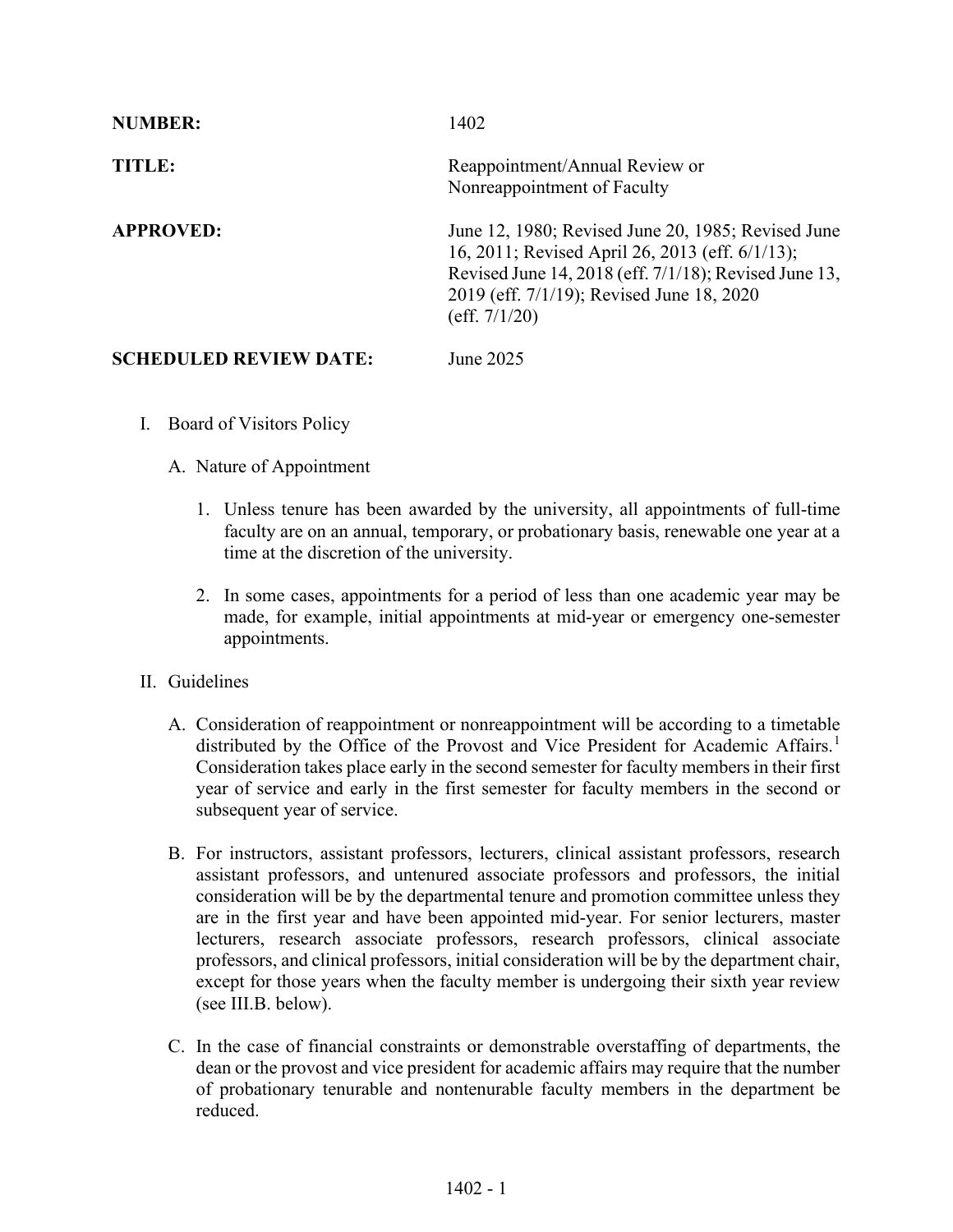**NUMBER:** 1402

**TITLE:** Reappointment/Annual Review or Nonreappointment of Faculty

**APPROVED:** June 12, 1980; Revised June 20, 1985; Revised June 16, 2011; Revised April 26, 2013 (eff. 6/1/13); Revised June 14, 2018 (eff. 7/1/18); Revised June 13, 2019 (eff. 7/1/19); Revised June 18, 2020 (eff. 7/1/20)

**SCHEDULED REVIEW DATE:** June 2025

I. Board of Visitors Policy

   A. Nature of Appointment

      1. Unless tenure has been awarded by the university, all appointments of full-time faculty are on an annual, temporary, or probationary basis, renewable one year at a time at the discretion of the university.

      2. In some cases, appointments for a period of less than one academic year may be made, for example, initial appointments at mid-year or emergency one-semester appointments.

II. Guidelines

   A. Consideration of reappointment or nonreappointment will be according to a timetable distributed by the Office of the Provost and Vice President for Academic Affairs.[1] Consideration takes place early in the second semester for faculty members in their first year of service and early in the first semester for faculty members in the second or subsequent year of service.

   B. For instructors, assistant professors, lecturers, clinical assistant professors, research assistant professors, and untenured associate professors and professors, the initial consideration will be by the departmental tenure and promotion committee unless they are in the first year and have been appointed mid-year. For senior lecturers, master lecturers, research associate professors, research professors, clinical associate professors, and clinical professors, initial consideration will be by the department chair, except for those years when the faculty member is undergoing their sixth year review (see III.B. below).

   C. In the case of financial constraints or demonstrable overstaffing of departments, the dean or the provost and vice president for academic affairs may require that the number of probationary tenurable and nontenurable faculty members in the department be reduced.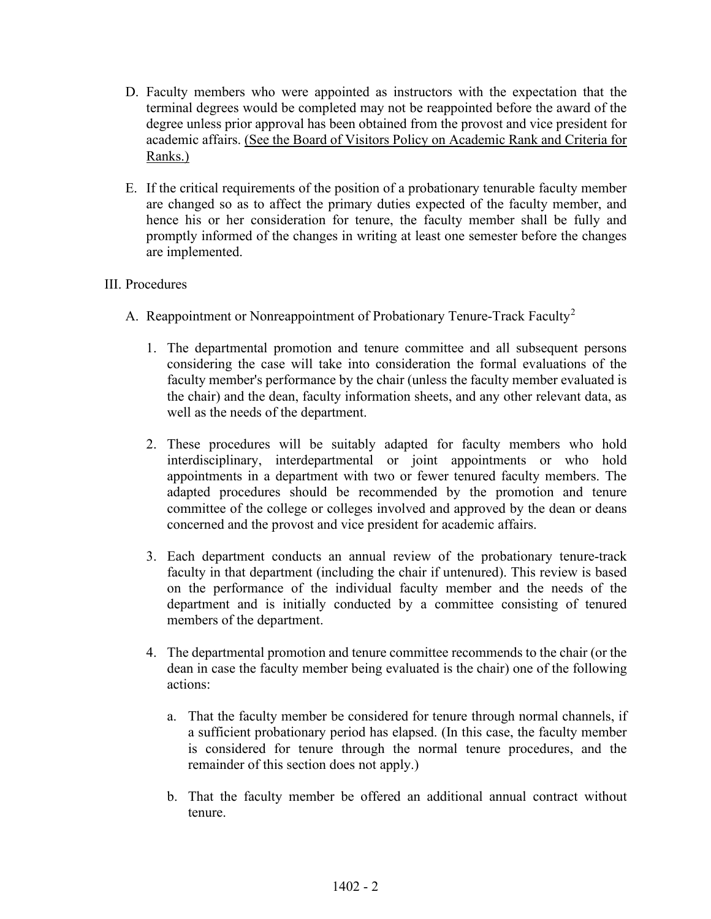D. Faculty members who were appointed as instructors with the expectation that the terminal degrees would be completed may not be reappointed before the award of the degree unless prior approval has been obtained from the provost and vice president for academic affairs. (See the Board of Visitors Policy on Academic Rank and Criteria for Ranks.)

E. If the critical requirements of the position of a probationary tenurable faculty member are changed so as to affect the primary duties expected of the faculty member, and hence his or her consideration for tenure, the faculty member shall be fully and promptly informed of the changes in writing at least one semester before the changes are implemented.

III. Procedures

A. Reappointment or Nonreappointment of Probationary Tenure-Track Faculty[2]

1. The departmental promotion and tenure committee and all subsequent persons considering the case will take into consideration the formal evaluations of the faculty member's performance by the chair (unless the faculty member evaluated is the chair) and the dean, faculty information sheets, and any other relevant data, as well as the needs of the department.

2. These procedures will be suitably adapted for faculty members who hold interdisciplinary, interdepartmental or joint appointments or who hold appointments in a department with two or fewer tenured faculty members. The adapted procedures should be recommended by the promotion and tenure committee of the college or colleges involved and approved by the dean or deans concerned and the provost and vice president for academic affairs.

3. Each department conducts an annual review of the probationary tenure-track faculty in that department (including the chair if untenured). This review is based on the performance of the individual faculty member and the needs of the department and is initially conducted by a committee consisting of tenured members of the department.

4. The departmental promotion and tenure committee recommends to the chair (or the dean in case the faculty member being evaluated is the chair) one of the following actions:

   a. That the faculty member be considered for tenure through normal channels, if a sufficient probationary period has elapsed. (In this case, the faculty member is considered for tenure through the normal tenure procedures, and the remainder of this section does not apply.)

   b. That the faculty member be offered an additional annual contract without tenure.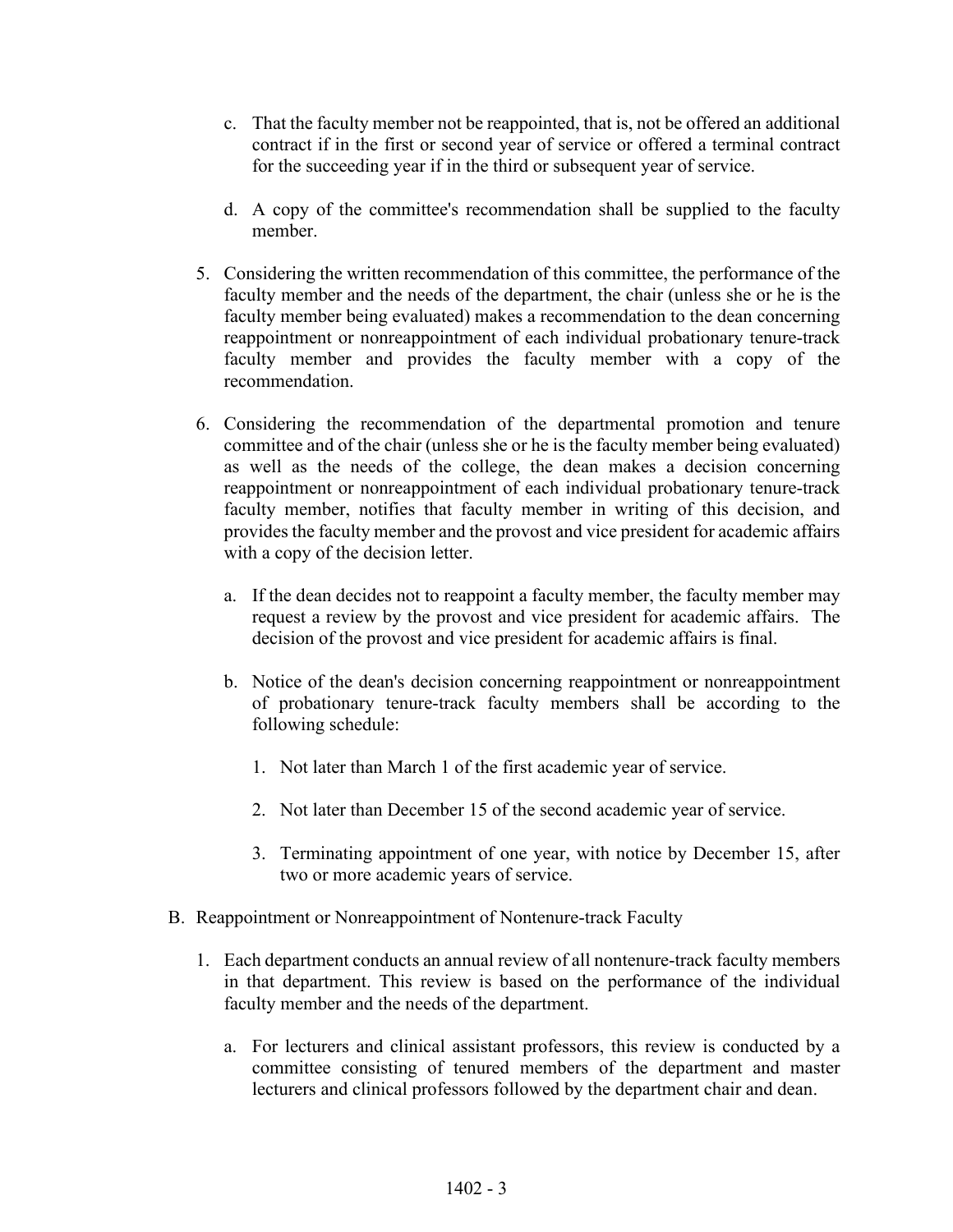c. That the faculty member not be reappointed, that is, not be offered an additional contract if in the first or second year of service or offered a terminal contract for the succeeding year if in the third or subsequent year of service.

d. A copy of the committee's recommendation shall be supplied to the faculty member.

5. Considering the written recommendation of this committee, the performance of the faculty member and the needs of the department, the chair (unless she or he is the faculty member being evaluated) makes a recommendation to the dean concerning reappointment or nonreappointment of each individual probationary tenure-track faculty member and provides the faculty member with a copy of the recommendation.

6. Considering the recommendation of the departmental promotion and tenure committee and of the chair (unless she or he is the faculty member being evaluated) as well as the needs of the college, the dean makes a decision concerning reappointment or nonreappointment of each individual probationary tenure-track faculty member, notifies that faculty member in writing of this decision, and provides the faculty member and the provost and vice president for academic affairs with a copy of the decision letter.

   a. If the dean decides not to reappoint a faculty member, the faculty member may request a review by the provost and vice president for academic affairs. The decision of the provost and vice president for academic affairs is final.

   b. Notice of the dean's decision concerning reappointment or nonreappointment of probationary tenure-track faculty members shall be according to the following schedule:

      1. Not later than March 1 of the first academic year of service.

      2. Not later than December 15 of the second academic year of service.

      3. Terminating appointment of one year, with notice by December 15, after two or more academic years of service.

B. Reappointment or Nonreappointment of Nontenure-track Faculty

1. Each department conducts an annual review of all nontenure-track faculty members in that department. This review is based on the performance of the individual faculty member and the needs of the department.

   a. For lecturers and clinical assistant professors, this review is conducted by a committee consisting of tenured members of the department and master lecturers and clinical professors followed by the department chair and dean.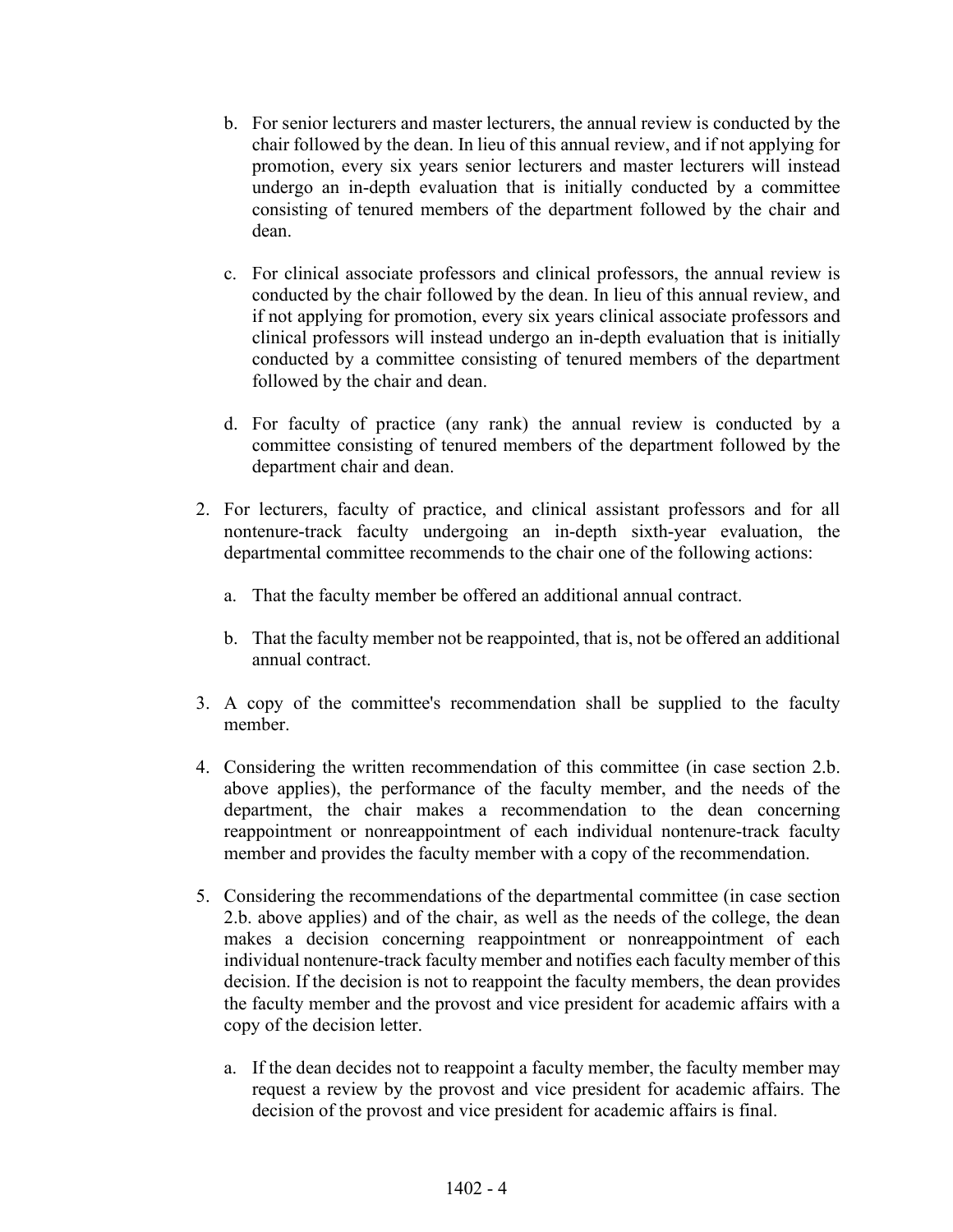b. For senior lecturers and master lecturers, the annual review is conducted by the chair followed by the dean. In lieu of this annual review, and if not applying for promotion, every six years senior lecturers and master lecturers will instead undergo an in-depth evaluation that is initially conducted by a committee consisting of tenured members of the department followed by the chair and dean.

   c. For clinical associate professors and clinical professors, the annual review is conducted by the chair followed by the dean. In lieu of this annual review, and if not applying for promotion, every six years clinical associate professors and clinical professors will instead undergo an in-depth evaluation that is initially conducted by a committee consisting of tenured members of the department followed by the chair and dean.

   d. For faculty of practice (any rank) the annual review is conducted by a committee consisting of tenured members of the department followed by the department chair and dean.

2. For lecturers, faculty of practice, and clinical assistant professors and for all nontenure-track faculty undergoing an in-depth sixth-year evaluation, the departmental committee recommends to the chair one of the following actions:

   a. That the faculty member be offered an additional annual contract.

   b. That the faculty member not be reappointed, that is, not be offered an additional annual contract.

3. A copy of the committee's recommendation shall be supplied to the faculty member.

4. Considering the written recommendation of this committee (in case section 2.b. above applies), the performance of the faculty member, and the needs of the department, the chair makes a recommendation to the dean concerning reappointment or nonreappointment of each individual nontenure-track faculty member and provides the faculty member with a copy of the recommendation.

5. Considering the recommendations of the departmental committee (in case section 2.b. above applies) and of the chair, as well as the needs of the college, the dean makes a decision concerning reappointment or nonreappointment of each individual nontenure-track faculty member and notifies each faculty member of this decision. If the decision is not to reappoint the faculty members, the dean provides the faculty member and the provost and vice president for academic affairs with a copy of the decision letter.

   a. If the dean decides not to reappoint a faculty member, the faculty member may request a review by the provost and vice president for academic affairs. The decision of the provost and vice president for academic affairs is final.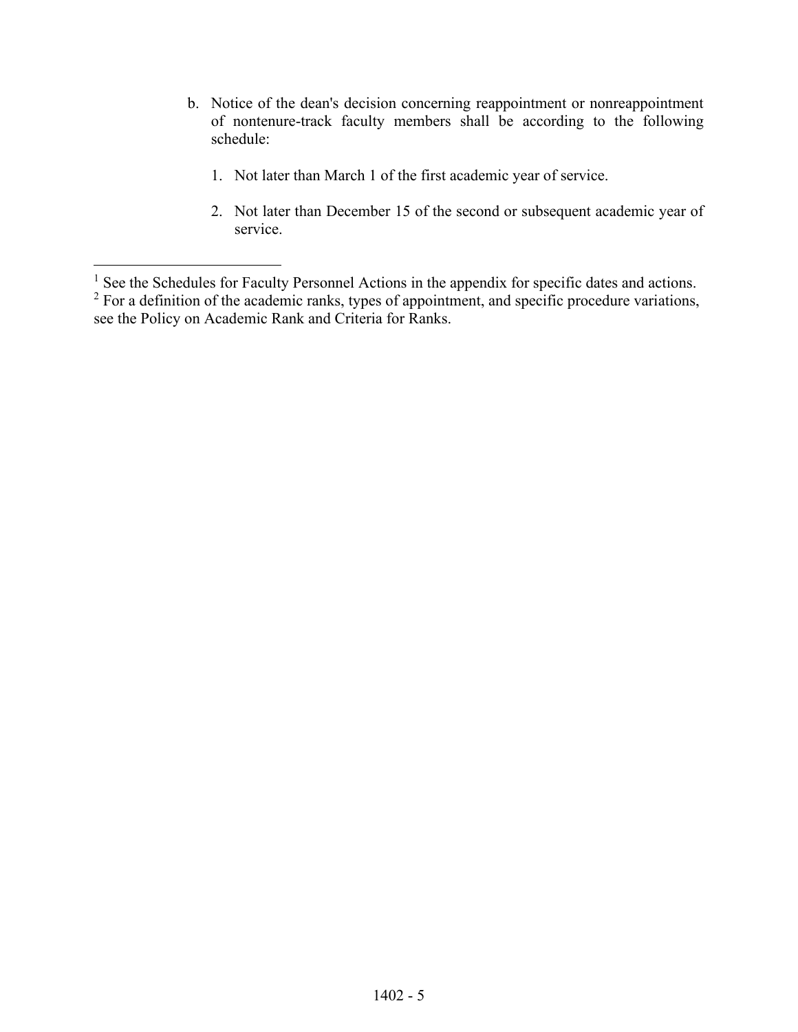b. Notice of the dean's decision concerning reappointment or nonreappointment of nontenure-track faculty members shall be according to the following schedule:

   1. Not later than March 1 of the first academic year of service.

   2. Not later than December 15 of the second or subsequent academic year of service.

---

[1] See the Schedules for Faculty Personnel Actions in the appendix for specific dates and actions.

[2] For a definition of the academic ranks, types of appointment, and specific procedure variations, see the Policy on Academic Rank and Criteria for Ranks.